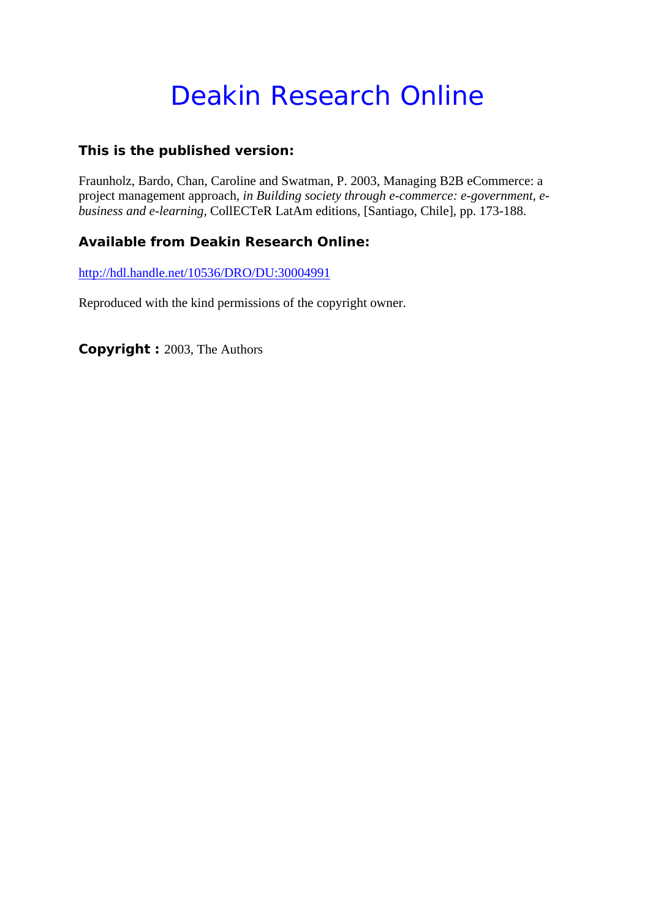# Deakin Research Online

**This is the published version:**

Fraunholz, Bardo, Chan, Caroline and Swatman, P. 2003, Managing B2B eCommerce: a project management approach, *in Building society through e-commerce: e-government, e-business and e-learning*, CollECTeR LatAm editions, [Santiago, Chile], pp. 173-188.

**Available from Deakin Research Online:**

http://hdl.handle.net/10536/DRO/DU:30004991

Reproduced with the kind permissions of the copyright owner.

**Copyright :** 2003, The Authors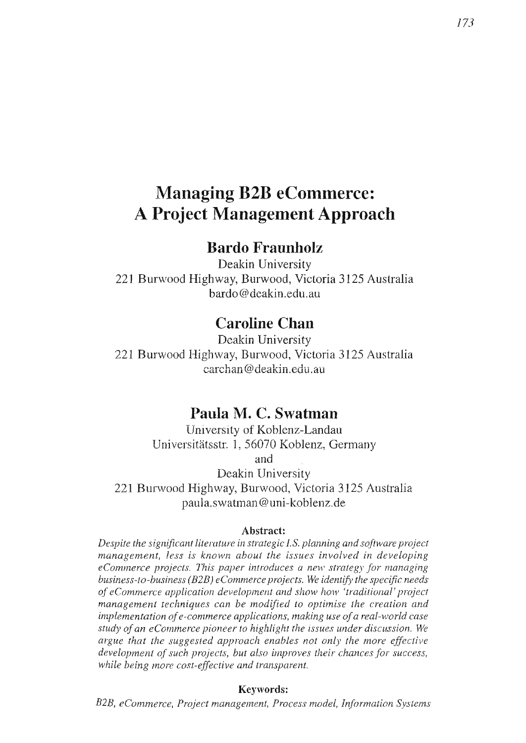# Managing B2B eCommerce: A Project Management Approach

## Bardo Fraunholz

Deakin University
221 Burwood Highway, Burwood, Victoria 3125 Australia
bardo@deakin.edu.au

## Caroline Chan

Deakin University
221 Burwood Highway, Burwood, Victoria 3125 Australia
carchan@deakin.edu.au

## Paula M. C. Swatman

University of Koblenz-Landau
Universitätsstr. 1, 56070 Koblenz, Germany
and
Deakin University
221 Burwood Highway, Burwood, Victoria 3125 Australia
paula.swatman@uni-koblenz.de

**Abstract:**

*Despite the significant literature in strategic I.S. planning and software project management, less is known about the issues involved in developing eCommerce projects. This paper introduces a new strategy for managing business-to-business (B2B) eCommerce projects. We identify the specific needs of eCommerce application development and show how 'traditional' project management techniques can be modified to optimise the creation and implementation of e-commerce applications, making use of a real-world case study of an eCommerce pioneer to highlight the issues under discussion. We argue that the suggested approach enables not only the more effective development of such projects, but also improves their chances for success, while being more cost-effective and transparent.*

**Keywords:**

*B2B, eCommerce, Project management, Process model, Information Systems*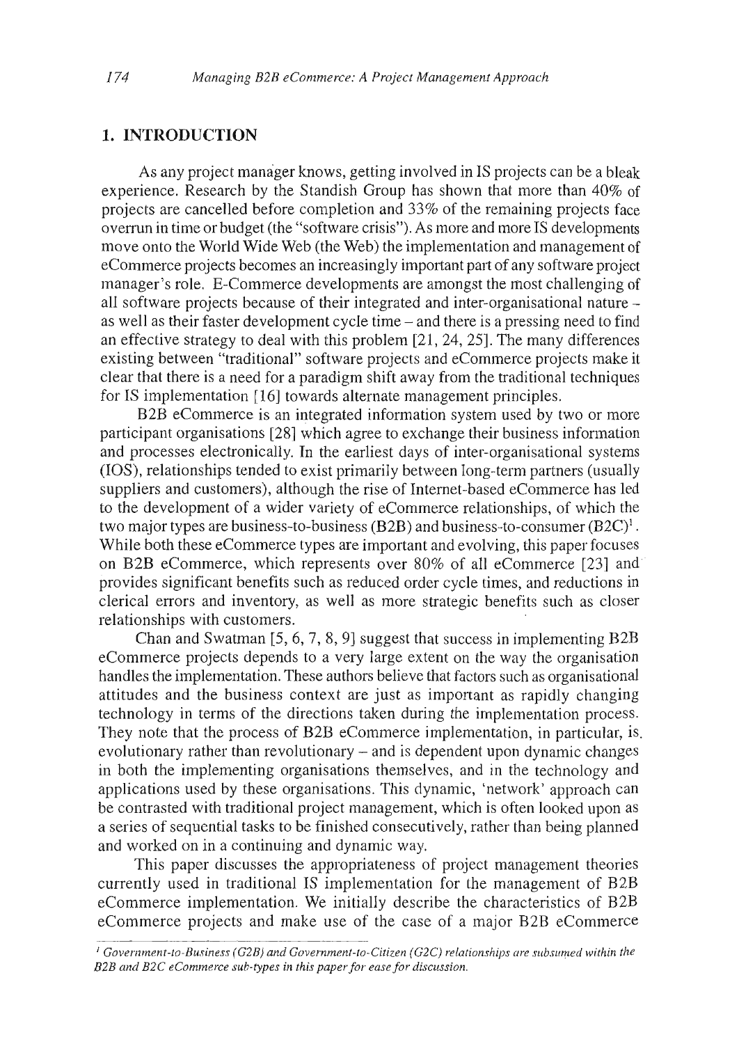## 1. INTRODUCTION

As any project manager knows, getting involved in IS projects can be a bleak experience. Research by the Standish Group has shown that more than 40% of projects are cancelled before completion and 33% of the remaining projects face overrun in time or budget (the "software crisis"). As more and more IS developments move onto the World Wide Web (the Web) the implementation and management of eCommerce projects becomes an increasingly important part of any software project manager's role. E-Commerce developments are amongst the most challenging of all software projects because of their integrated and inter-organisational nature – as well as their faster development cycle time – and there is a pressing need to find an effective strategy to deal with this problem [21, 24, 25]. The many differences existing between "traditional" software projects and eCommerce projects make it clear that there is a need for a paradigm shift away from the traditional techniques for IS implementation [16] towards alternate management principles.

B2B eCommerce is an integrated information system used by two or more participant organisations [28] which agree to exchange their business information and processes electronically. In the earliest days of inter-organisational systems (IOS), relationships tended to exist primarily between long-term partners (usually suppliers and customers), although the rise of Internet-based eCommerce has led to the development of a wider variety of eCommerce relationships, of which the two major types are business-to-business (B2B) and business-to-consumer (B2C)[1]. While both these eCommerce types are important and evolving, this paper focuses on B2B eCommerce, which represents over 80% of all eCommerce [23] and provides significant benefits such as reduced order cycle times, and reductions in clerical errors and inventory, as well as more strategic benefits such as closer relationships with customers.

Chan and Swatman [5, 6, 7, 8, 9] suggest that success in implementing B2B eCommerce projects depends to a very large extent on the way the organisation handles the implementation. These authors believe that factors such as organisational attitudes and the business context are just as important as rapidly changing technology in terms of the directions taken during the implementation process. They note that the process of B2B eCommerce implementation, in particular, is evolutionary rather than revolutionary – and is dependent upon dynamic changes in both the implementing organisations themselves, and in the technology and applications used by these organisations. This dynamic, 'network' approach can be contrasted with traditional project management, which is often looked upon as a series of sequential tasks to be finished consecutively, rather than being planned and worked on in a continuing and dynamic way.

This paper discusses the appropriateness of project management theories currently used in traditional IS implementation for the management of B2B eCommerce implementation. We initially describe the characteristics of B2B eCommerce projects and make use of the case of a major B2B eCommerce

---

[1] *Government-to-Business (G2B) and Government-to-Citizen (G2C) relationships are subsumed within the B2B and B2C eCommerce sub-types in this paper for ease for discussion.*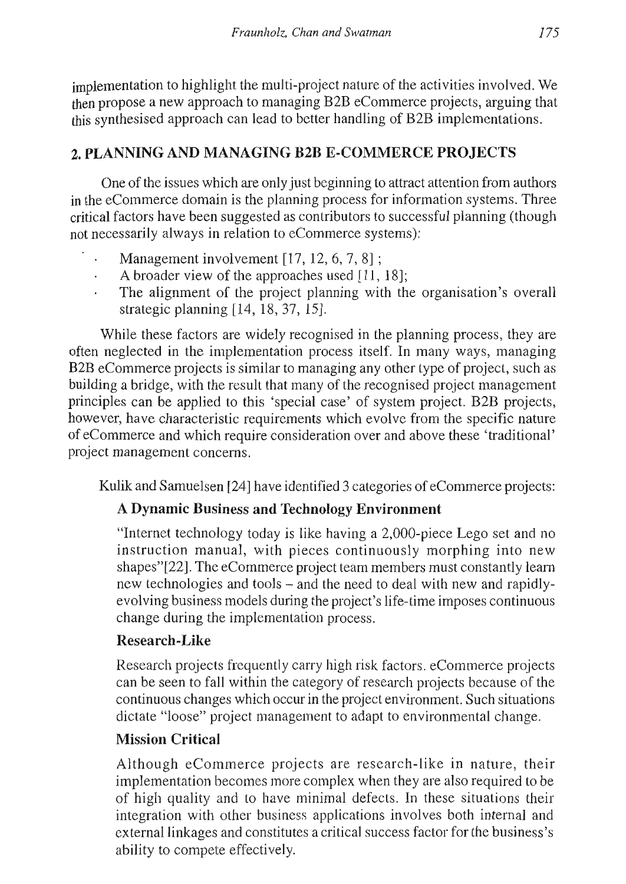implementation to highlight the multi-project nature of the activities involved. We then propose a new approach to managing B2B eCommerce projects, arguing that this synthesised approach can lead to better handling of B2B implementations.

## 2. PLANNING AND MANAGING B2B E-COMMERCE PROJECTS

One of the issues which are only just beginning to attract attention from authors in the eCommerce domain is the planning process for information systems. Three critical factors have been suggested as contributors to successful planning (though not necessarily always in relation to eCommerce systems):

- Management involvement [17, 12, 6, 7, 8] ;
- A broader view of the approaches used [11, 18];
- The alignment of the project planning with the organisation's overall strategic planning [14, 18, 37, 15].

While these factors are widely recognised in the planning process, they are often neglected in the implementation process itself. In many ways, managing B2B eCommerce projects is similar to managing any other type of project, such as building a bridge, with the result that many of the recognised project management principles can be applied to this 'special case' of system project. B2B projects, however, have characteristic requirements which evolve from the specific nature of eCommerce and which require consideration over and above these 'traditional' project management concerns.

Kulik and Samuelsen [24] have identified 3 categories of eCommerce projects:

**A Dynamic Business and Technology Environment**

"Internet technology today is like having a 2,000-piece Lego set and no instruction manual, with pieces continuously morphing into new shapes"[22]. The eCommerce project team members must constantly learn new technologies and tools – and the need to deal with new and rapidly-evolving business models during the project's life-time imposes continuous change during the implementation process.

**Research-Like**

Research projects frequently carry high risk factors. eCommerce projects can be seen to fall within the category of research projects because of the continuous changes which occur in the project environment. Such situations dictate "loose" project management to adapt to environmental change.

**Mission Critical**

Although eCommerce projects are research-like in nature, their implementation becomes more complex when they are also required to be of high quality and to have minimal defects. In these situations their integration with other business applications involves both internal and external linkages and constitutes a critical success factor for the business's ability to compete effectively.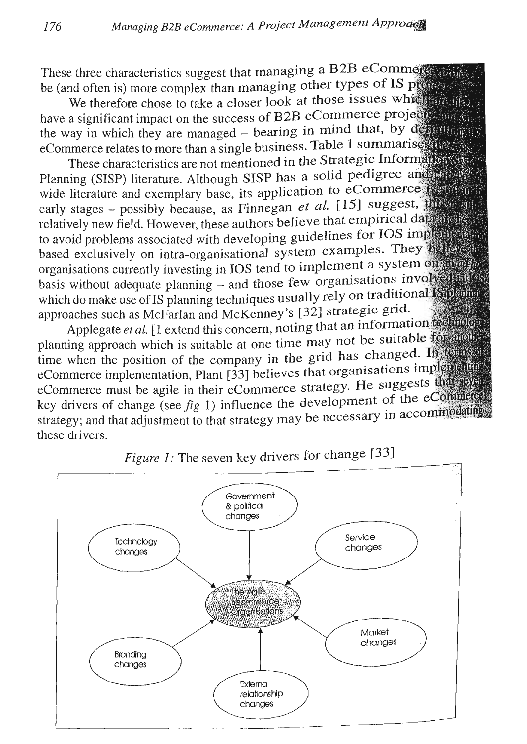These three characteristics suggest that managing a B2B eCommerce project can be (and often is) more complex than managing other types of IS projects.

We therefore chose to take a closer look at those issues which are likely to have a significant impact on the success of B2B eCommerce projects and on the way in which they are managed – bearing in mind that, by definition, B2B eCommerce relates to more than a single business. Table 1 summarises these issues.

These characteristics are not mentioned in the Strategic Information Systems Planning (SISP) literature. Although SISP has a solid pedigree and a broad, wide literature and exemplary base, its application to eCommerce is still in its early stages – possibly because, as Finnegan *et al.* [15] suggest, this is still a relatively new field. However, these authors believe that empirical data are needed to avoid problems associated with developing guidelines for IOS implementation based exclusively on intra-organisational system examples. They believe that organisations currently investing in IOS tend to implement a system on an *ad hoc* basis without adequate planning – and those few organisations involved in IOS which do make use of IS planning techniques usually rely on traditional IS planning approaches such as McFarlan and McKenney's [32] strategic grid.

Applegate *et al.* [1 extend this concern, noting that an information technology planning approach which is suitable at one time may not be suitable for another time when the position of the company in the grid has changed. In terms of eCommerce implementation, Plant [33] believes that organisations implementing eCommerce must be agile in their eCommerce strategy. He suggests that seven key drivers of change (see *fig* 1) influence the development of the eCommerce strategy; and that adjustment to that strategy may be necessary in accommodating these drivers.

*Figure 1:* The seven key drivers for change [33]

Government & political changes

Technology changes

Service changes

The Agile Ecommerce Organisations

Branding changes

Market changes

External relationship changes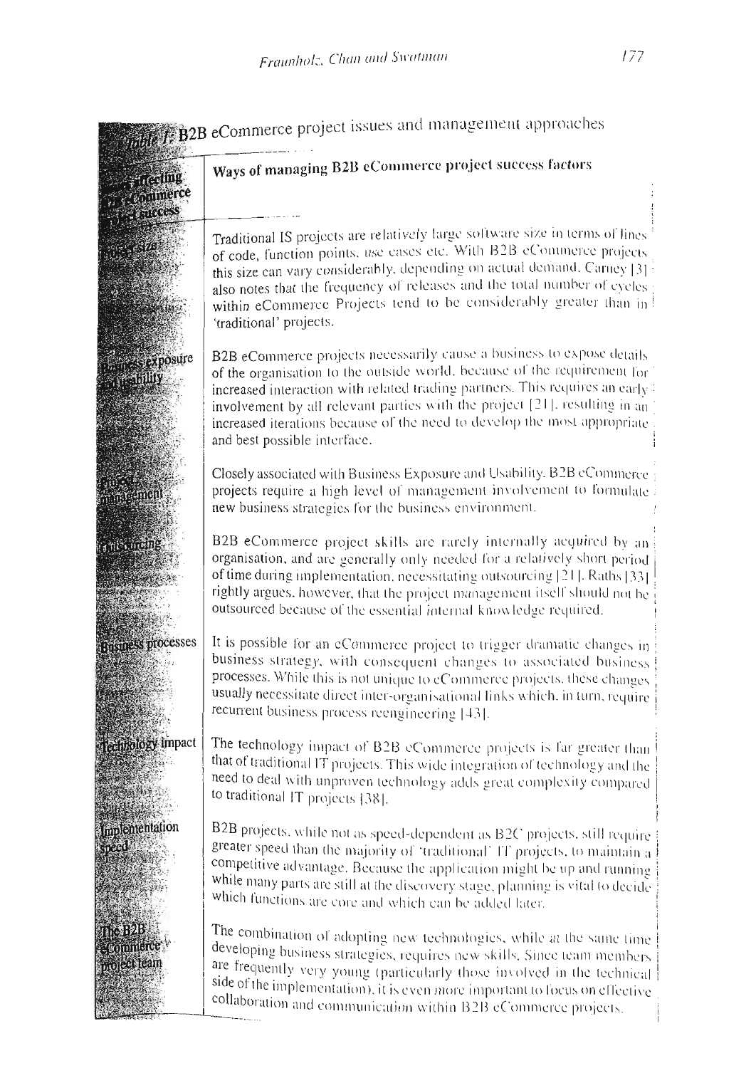Table 1: B2B eCommerce project issues and management approaches

| Issues affecting B2B eCommerce project success | Ways of managing B2B eCommerce project success factors |
|---|---|
| Project size and frequency of cycles | Traditional IS projects are relatively large software size in terms of lines of code, function points, use cases etc. With B2B eCommerce projects this size can vary considerably, depending on actual demand. Carney [3] also notes that the frequency of releases and the total number of cycles within eCommerce Projects tend to be considerably greater than in 'traditional' projects. |
| Business exposure and usability | B2B eCommerce projects necessarily cause a business to expose details of the organisation to the outside world, because of the requirement for increased interaction with related trading partners. This requires an early involvement by all relevant parties with the project [21], resulting in an increased iterations because of the need to develop the most appropriate and best possible interface. |
| Project management | Closely associated with Business Exposure and Usability. B2B eCommerce projects require a high level of management involvement to formulate new business strategies for the business environment. |
| Outsourcing | B2B eCommerce project skills are rarely internally acquired by an organisation, and are generally only needed for a relatively short period of time during implementation, necessitating outsourcing [21]. Raths [33] rightly argues, however, that the project management itself should not be outsourced because of the essential *internal* knowledge required. |
| Business processes | It is possible for an eCommerce project to trigger dramatic changes in business strategy, with consequent changes to associated business processes. While this is not unique to eCommerce projects, these changes usually necessitate direct inter-organisational links which, in turn, require recurrent business process reengineering [43]. |
| Technology impact | The technology impact of B2B eCommerce projects is far greater than that of traditional IT projects. This wide integration of technology and the need to deal with unproven technology adds great complexity compared to traditional IT projects [38]. |
| Implementation speed | B2B projects, while not as speed-dependent as B2C projects, still require greater speed than the majority of 'traditional' IT projects, to maintain a competitive advantage. Because the application might be up and running while many parts are still at the discovery stage, planning is vital to decide which functions are core and which can be added later. |
| The B2B eCommerce project team | The combination of adopting new technologies, while at the same time developing business strategies, requires new skills. Since team members are frequently very young (particularly those involved in the technical side of the implementation), it is even *more* important to focus on effective collaboration and communication within B2B eCommerce projects. |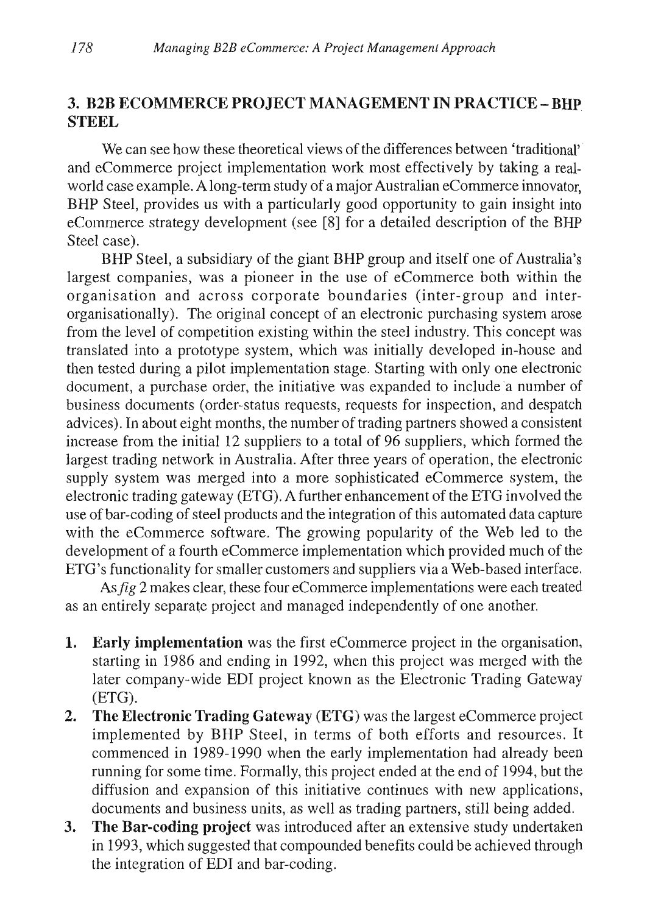## 3. B2B ECOMMERCE PROJECT MANAGEMENT IN PRACTICE – BHP STEEL

We can see how these theoretical views of the differences between 'traditional' and eCommerce project implementation work most effectively by taking a real-world case example. A long-term study of a major Australian eCommerce innovator, BHP Steel, provides us with a particularly good opportunity to gain insight into eCommerce strategy development (see [8] for a detailed description of the BHP Steel case).

BHP Steel, a subsidiary of the giant BHP group and itself one of Australia's largest companies, was a pioneer in the use of eCommerce both within the organisation and across corporate boundaries (inter-group and inter-organisationally). The original concept of an electronic purchasing system arose from the level of competition existing within the steel industry. This concept was translated into a prototype system, which was initially developed in-house and then tested during a pilot implementation stage. Starting with only one electronic document, a purchase order, the initiative was expanded to include a number of business documents (order-status requests, requests for inspection, and despatch advices). In about eight months, the number of trading partners showed a consistent increase from the initial 12 suppliers to a total of 96 suppliers, which formed the largest trading network in Australia. After three years of operation, the electronic supply system was merged into a more sophisticated eCommerce system, the electronic trading gateway (ETG). A further enhancement of the ETG involved the use of bar-coding of steel products and the integration of this automated data capture with the eCommerce software. The growing popularity of the Web led to the development of a fourth eCommerce implementation which provided much of the ETG's functionality for smaller customers and suppliers via a Web-based interface.

As *fig* 2 makes clear, these four eCommerce implementations were each treated as an entirely separate project and managed independently of one another.

1. **Early implementation** was the first eCommerce project in the organisation, starting in 1986 and ending in 1992, when this project was merged with the later company-wide EDI project known as the Electronic Trading Gateway (ETG).
2. **The Electronic Trading Gateway (ETG)** was the largest eCommerce project implemented by BHP Steel, in terms of both efforts and resources. It commenced in 1989-1990 when the early implementation had already been running for some time. Formally, this project ended at the end of 1994, but the diffusion and expansion of this initiative continues with new applications, documents and business units, as well as trading partners, still being added.
3. **The Bar-coding project** was introduced after an extensive study undertaken in 1993, which suggested that compounded benefits could be achieved through the integration of EDI and bar-coding.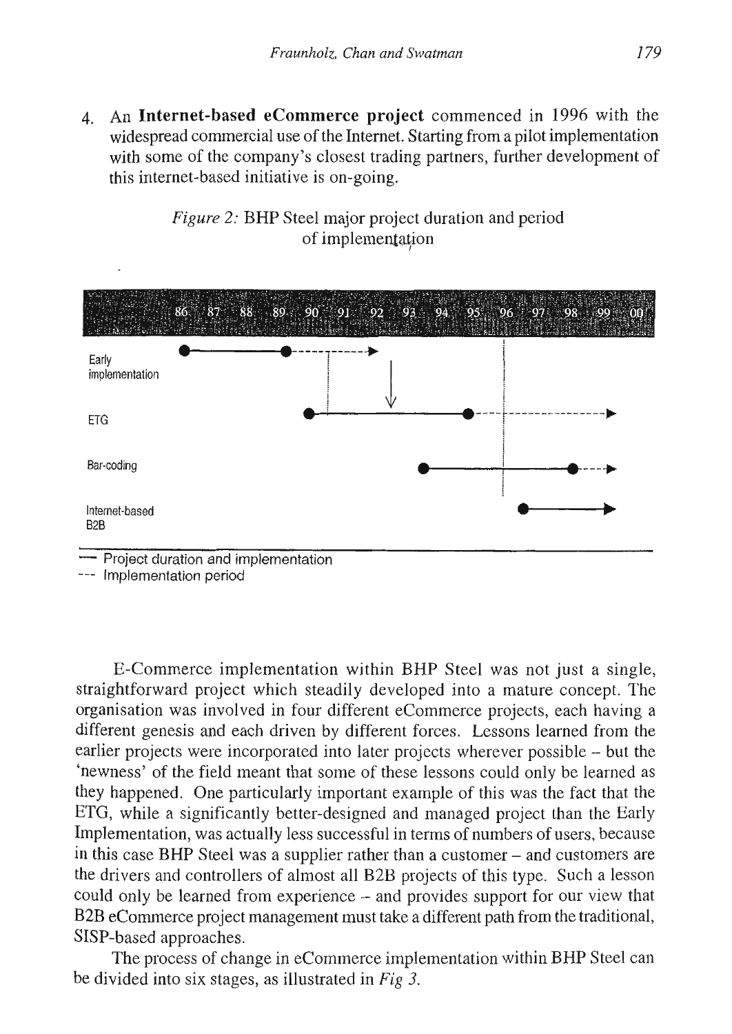4. An **Internet-based eCommerce project** commenced in 1996 with the widespread commercial use of the Internet. Starting from a pilot implementation with some of the company's closest trading partners, further development of this internet-based initiative is on-going.

*Figure 2:* BHP Steel major project duration and period of implementation

86 87 88 89 90 91 92 93 94 95 96 97 98 99 00

Early implementation

ETG

Bar-coding

Internet-based B2B

— Project duration and implementation

--- Implementation period

E-Commerce implementation within BHP Steel was not just a single, straightforward project which steadily developed into a mature concept. The organisation was involved in four different eCommerce projects, each having a different genesis and each driven by different forces. Lessons learned from the earlier projects were incorporated into later projects wherever possible – but the 'newness' of the field meant that some of these lessons could only be learned as they happened. One particularly important example of this was the fact that the ETG, while a significantly better-designed and managed project than the Early Implementation, was actually less successful in terms of numbers of users, because in this case BHP Steel was a supplier rather than a customer – and customers are the drivers and controllers of almost all B2B projects of this type. Such a lesson could only be learned from experience – and provides support for our view that B2B eCommerce project management must take a different path from the traditional, SISP-based approaches.

The process of change in eCommerce implementation within BHP Steel can be divided into six stages, as illustrated in *Fig 3*.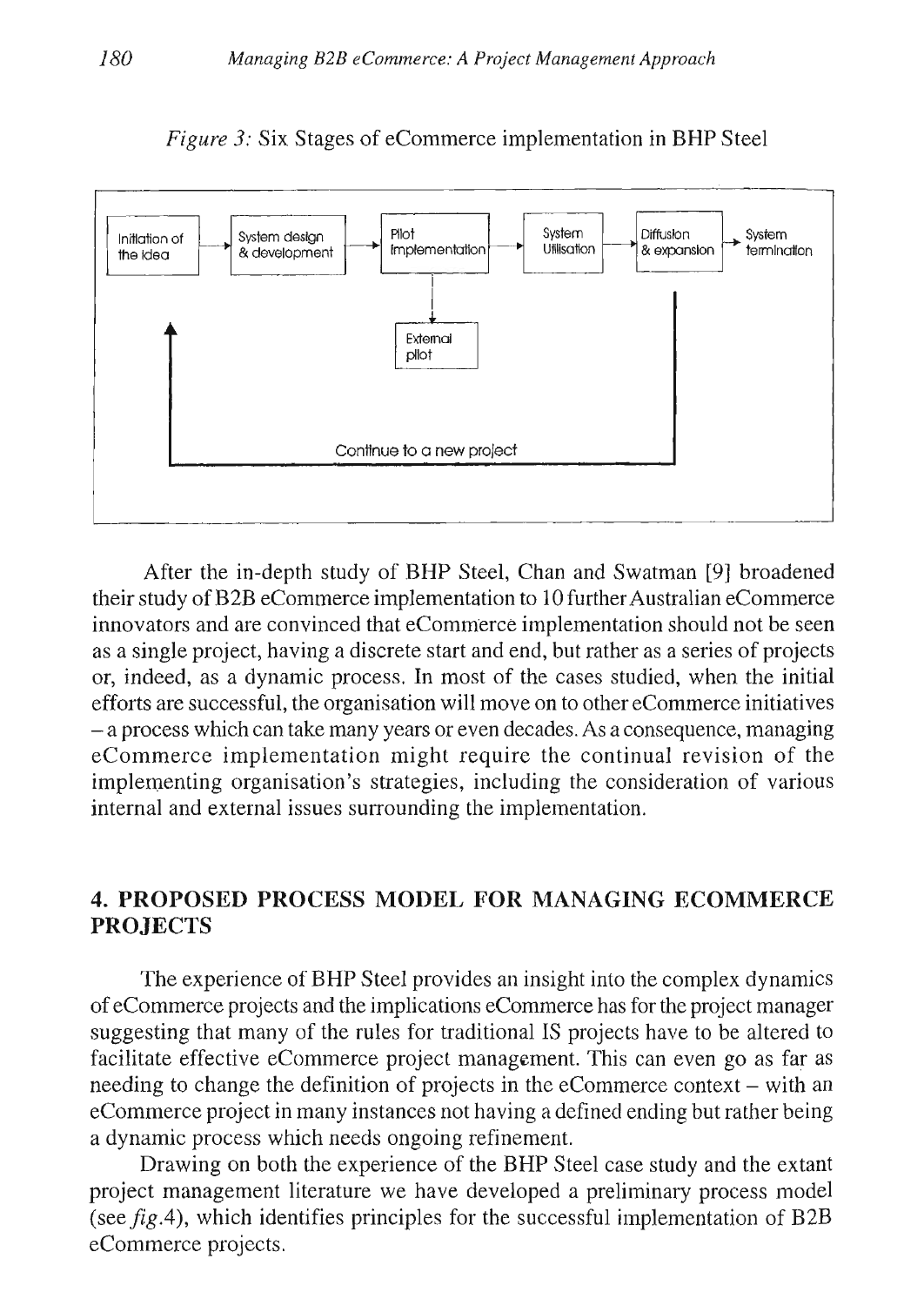*Figure 3:* Six Stages of eCommerce implementation in BHP Steel

Initiation of the idea

System design & development

Pilot implementation

System Utilisation

Diffusion & expansion

System termination

External pilot

Continue to a new project

After the in-depth study of BHP Steel, Chan and Swatman [9] broadened their study of B2B eCommerce implementation to 10 further Australian eCommerce innovators and are convinced that eCommerce implementation should not be seen as a single project, having a discrete start and end, but rather as a series of projects or, indeed, as a dynamic process. In most of the cases studied, when the initial efforts are successful, the organisation will move on to other eCommerce initiatives – a process which can take many years or even decades. As a consequence, managing eCommerce implementation might require the continual revision of the implementing organisation's strategies, including the consideration of various internal and external issues surrounding the implementation.

## 4. PROPOSED PROCESS MODEL FOR MANAGING ECOMMERCE PROJECTS

The experience of BHP Steel provides an insight into the complex dynamics of eCommerce projects and the implications eCommerce has for the project manager suggesting that many of the rules for traditional IS projects have to be altered to facilitate effective eCommerce project management. This can even go as far as needing to change the definition of projects in the eCommerce context – with an eCommerce project in many instances not having a defined ending but rather being a dynamic process which needs ongoing refinement.

Drawing on both the experience of the BHP Steel case study and the extant project management literature we have developed a preliminary process model (see *fig.*4), which identifies principles for the successful implementation of B2B eCommerce projects.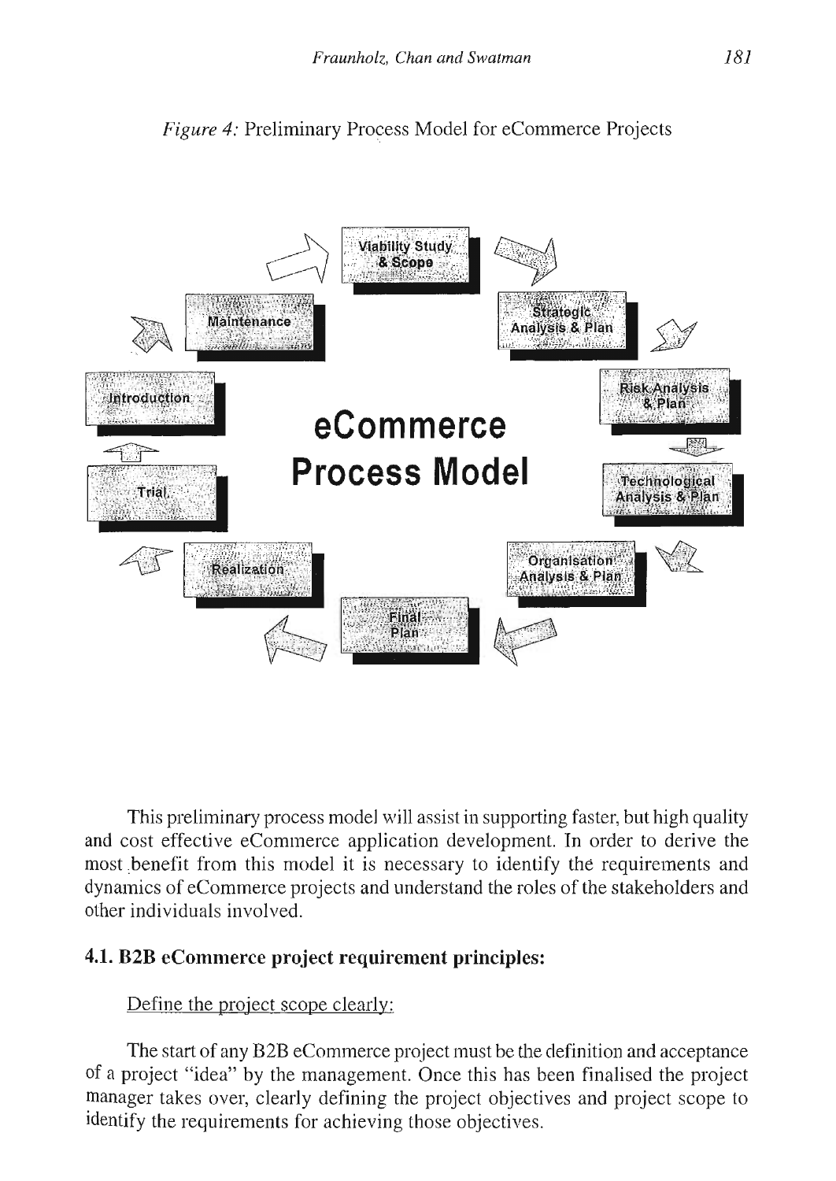*Figure 4:* Preliminary Process Model for eCommerce Projects

eCommerce Process Model

Viability Study & Scope

Strategic Analysis & Plan

Risk Analysis & Plan

Technological Analysis & Plan

Organisation Analysis & Plan

Final Plan

Realization

Trial

Introduction

Maintenance

This preliminary process model will assist in supporting faster, but high quality and cost effective eCommerce application development. In order to derive the most benefit from this model it is necessary to identify the requirements and dynamics of eCommerce projects and understand the roles of the stakeholders and other individuals involved.

### 4.1. B2B eCommerce project requirement principles:

Define the project scope clearly:

The start of any B2B eCommerce project must be the definition and acceptance of a project "idea" by the management. Once this has been finalised the project manager takes over, clearly defining the project objectives and project scope to identify the requirements for achieving those objectives.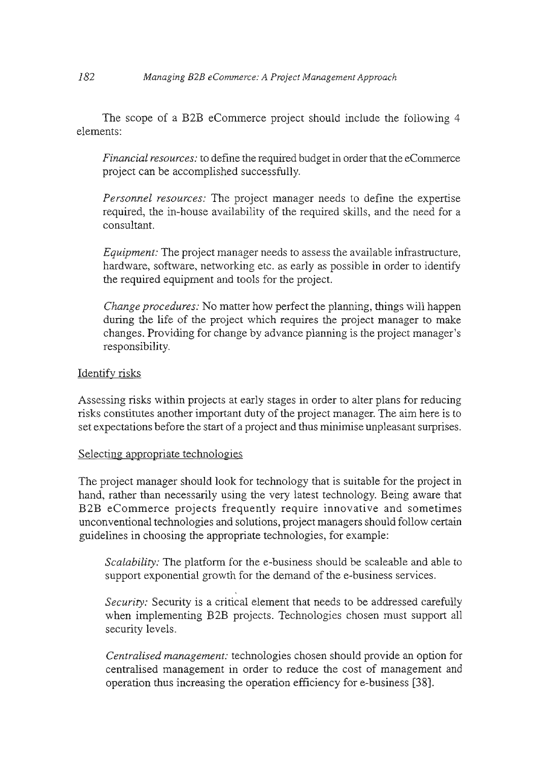The scope of a B2B eCommerce project should include the following 4 elements:

*Financial resources:* to define the required budget in order that the eCommerce project can be accomplished successfully.

*Personnel resources:* The project manager needs to define the expertise required, the in-house availability of the required skills, and the need for a consultant.

*Equipment:* The project manager needs to assess the available infrastructure, hardware, software, networking etc. as early as possible in order to identify the required equipment and tools for the project.

*Change procedures:* No matter how perfect the planning, things will happen during the life of the project which requires the project manager to make changes. Providing for change by advance planning is the project manager's responsibility.

Identify risks

Assessing risks within projects at early stages in order to alter plans for reducing risks constitutes another important duty of the project manager. The aim here is to set expectations before the start of a project and thus minimise unpleasant surprises.

Selecting appropriate technologies

The project manager should look for technology that is suitable for the project in hand, rather than necessarily using the very latest technology. Being aware that B2B eCommerce projects frequently require innovative and sometimes unconventional technologies and solutions, project managers should follow certain guidelines in choosing the appropriate technologies, for example:

*Scalability:* The platform for the e-business should be scaleable and able to support exponential growth for the demand of the e-business services.

*Security:* Security is a critical element that needs to be addressed carefully when implementing B2B projects. Technologies chosen must support all security levels.

*Centralised management:* technologies chosen should provide an option for centralised management in order to reduce the cost of management and operation thus increasing the operation efficiency for e-business [38].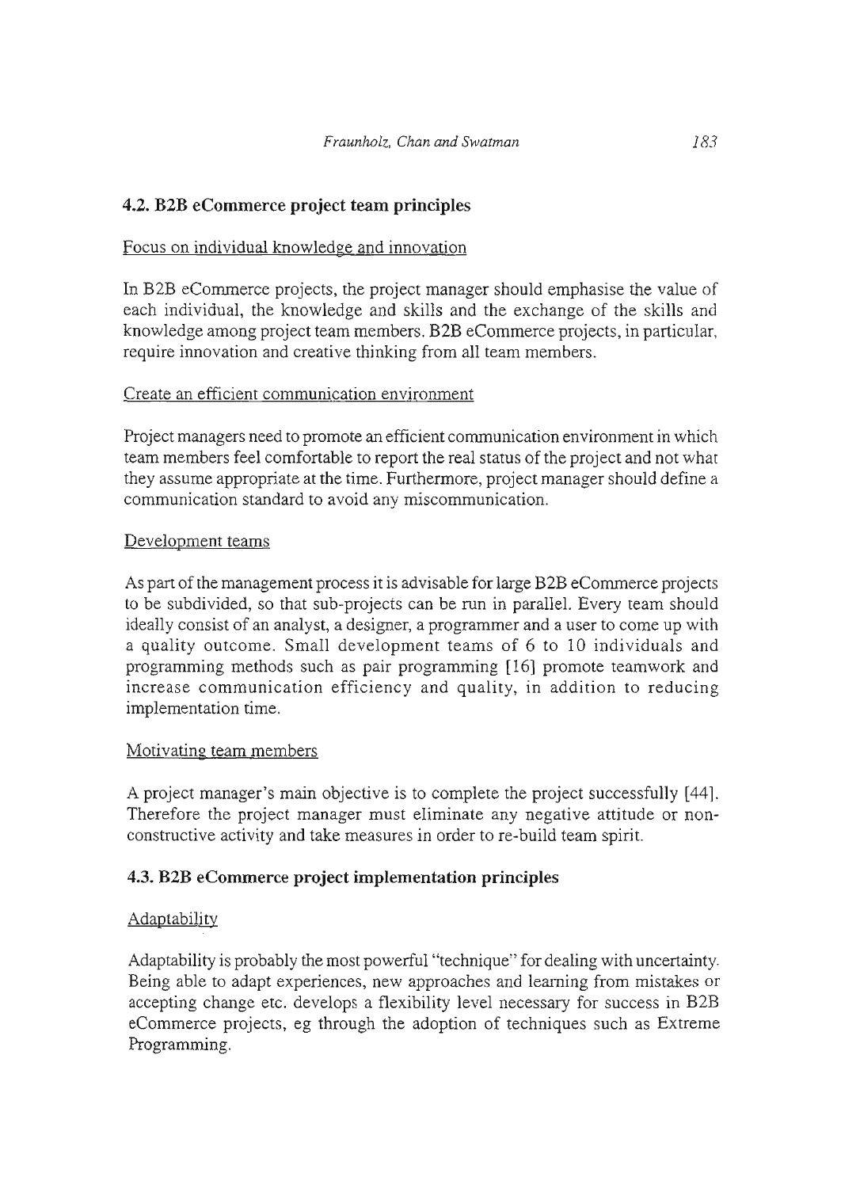## 4.2. B2B eCommerce project team principles

Focus on individual knowledge and innovation

In B2B eCommerce projects, the project manager should emphasise the value of each individual, the knowledge and skills and the exchange of the skills and knowledge among project team members. B2B eCommerce projects, in particular, require innovation and creative thinking from all team members.

Create an efficient communication environment

Project managers need to promote an efficient communication environment in which team members feel comfortable to report the real status of the project and not what they assume appropriate at the time. Furthermore, project manager should define a communication standard to avoid any miscommunication.

Development teams

As part of the management process it is advisable for large B2B eCommerce projects to be subdivided, so that sub-projects can be run in parallel. Every team should ideally consist of an analyst, a designer, a programmer and a user to come up with a quality outcome. Small development teams of 6 to 10 individuals and programming methods such as pair programming [16] promote teamwork and increase communication efficiency and quality, in addition to reducing implementation time.

Motivating team members

A project manager's main objective is to complete the project successfully [44]. Therefore the project manager must eliminate any negative attitude or non-constructive activity and take measures in order to re-build team spirit.

## 4.3. B2B eCommerce project implementation principles

Adaptability

Adaptability is probably the most powerful "technique" for dealing with uncertainty. Being able to adapt experiences, new approaches and learning from mistakes or accepting change etc. develops a flexibility level necessary for success in B2B eCommerce projects, eg through the adoption of techniques such as Extreme Programming.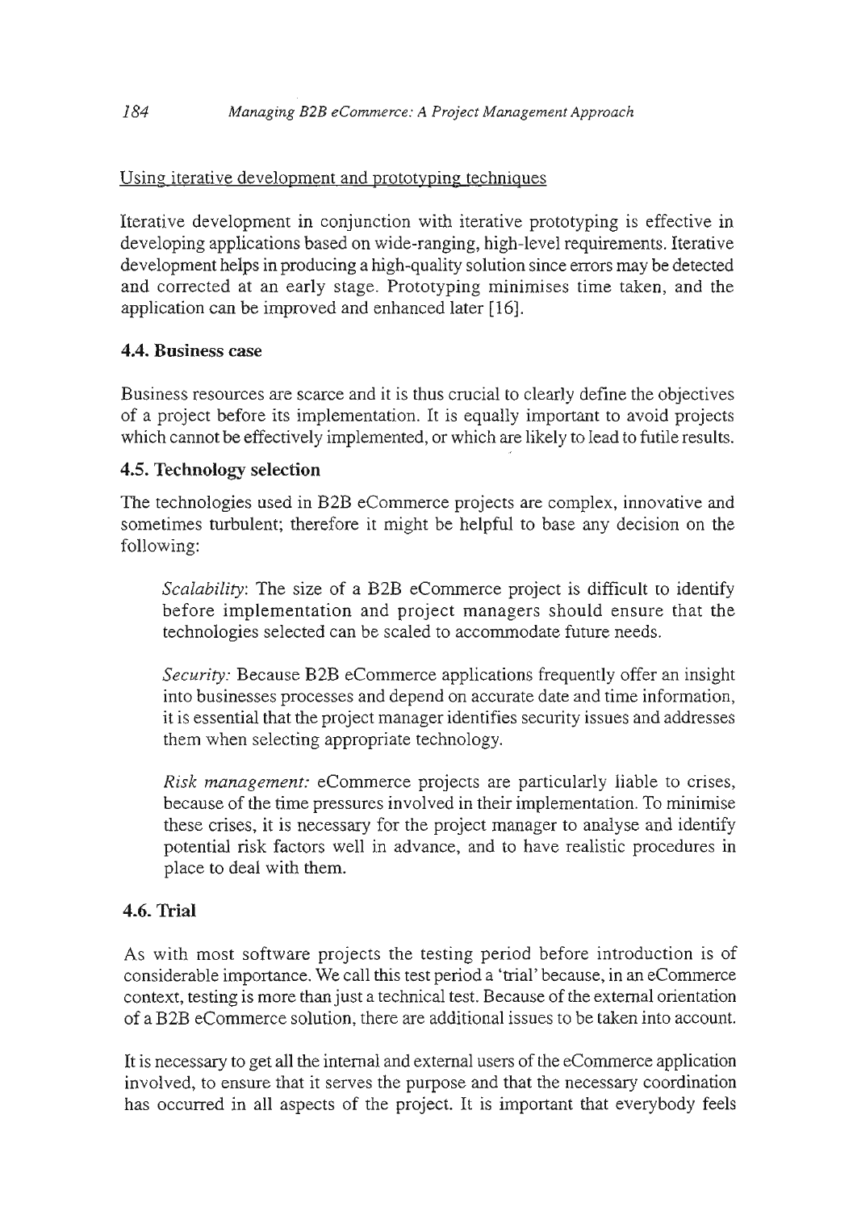Using iterative development and prototyping techniques

Iterative development in conjunction with iterative prototyping is effective in developing applications based on wide-ranging, high-level requirements. Iterative development helps in producing a high-quality solution since errors may be detected and corrected at an early stage. Prototyping minimises time taken, and the application can be improved and enhanced later [16].

### 4.4. Business case

Business resources are scarce and it is thus crucial to clearly define the objectives of a project before its implementation. It is equally important to avoid projects which cannot be effectively implemented, or which are likely to lead to futile results.

### 4.5. Technology selection

The technologies used in B2B eCommerce projects are complex, innovative and sometimes turbulent; therefore it might be helpful to base any decision on the following:

*Scalability*: The size of a B2B eCommerce project is difficult to identify before implementation and project managers should ensure that the technologies selected can be scaled to accommodate future needs.

*Security:* Because B2B eCommerce applications frequently offer an insight into businesses processes and depend on accurate date and time information, it is essential that the project manager identifies security issues and addresses them when selecting appropriate technology.

*Risk management:* eCommerce projects are particularly liable to crises, because of the time pressures involved in their implementation. To minimise these crises, it is necessary for the project manager to analyse and identify potential risk factors well in advance, and to have realistic procedures in place to deal with them.

### 4.6. Trial

As with most software projects the testing period before introduction is of considerable importance. We call this test period a 'trial' because, in an eCommerce context, testing is more than just a technical test. Because of the external orientation of a B2B eCommerce solution, there are additional issues to be taken into account.

It is necessary to get all the internal and external users of the eCommerce application involved, to ensure that it serves the purpose and that the necessary coordination has occurred in all aspects of the project. It is important that everybody feels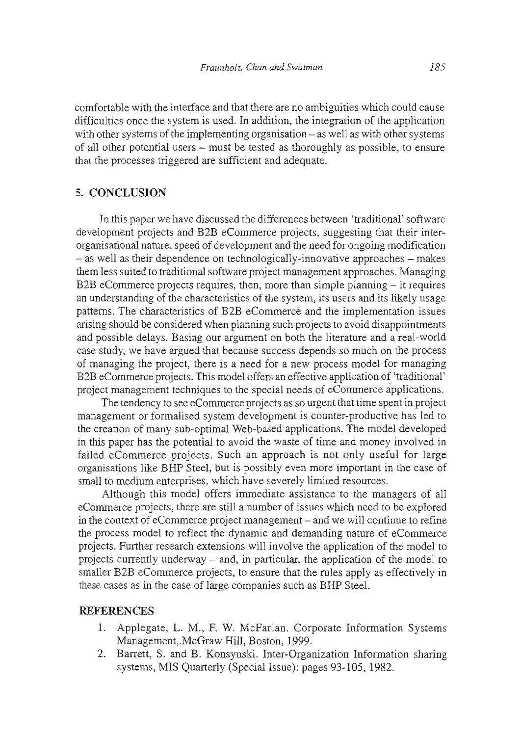comfortable with the interface and that there are no ambiguities which could cause difficulties once the system is used. In addition, the integration of the application with other systems of the implementing organisation – as well as with other systems of all other potential users – must be tested as thoroughly as possible, to ensure that the processes triggered are sufficient and adequate.

## 5. CONCLUSION

In this paper we have discussed the differences between 'traditional' software development projects and B2B eCommerce projects, suggesting that their inter-organisational nature, speed of development and the need for ongoing modification – as well as their dependence on technologically-innovative approaches – makes them less suited to traditional software project management approaches. Managing B2B eCommerce projects requires, then, more than simple planning – it requires an understanding of the characteristics of the system, its users and its likely usage patterns. The characteristics of B2B eCommerce and the implementation issues arising should be considered when planning such projects to avoid disappointments and possible delays. Basing our argument on both the literature and a real-world case study, we have argued that because success depends so much on the process of managing the project, there is a need for a new process model for managing B2B eCommerce projects. This model offers an effective application of 'traditional' project management techniques to the special needs of eCommerce applications.

The tendency to see eCommerce projects as so urgent that time spent in project management or formalised system development is counter-productive has led to the creation of many sub-optimal Web-based applications. The model developed in this paper has the potential to avoid the waste of time and money involved in failed eCommerce projects. Such an approach is not only useful for large organisations like BHP Steel, but is possibly even more important in the case of small to medium enterprises, which have severely limited resources.

Although this model offers immediate assistance to the managers of all eCommerce projects, there are still a number of issues which need to be explored in the context of eCommerce project management – and we will continue to refine the process model to reflect the dynamic and demanding nature of eCommerce projects. Further research extensions will involve the application of the model to projects currently underway – and, in particular, the application of the model to smaller B2B eCommerce projects, to ensure that the rules apply as effectively in these cases as in the case of large companies such as BHP Steel.

## REFERENCES

1. Applegate, L. M., F. W. McFarlan. Corporate Information Systems Management,.McGraw Hill, Boston, 1999.
2. Barrett, S. and B. Konsynski. Inter-Organization Information sharing systems, MIS Quarterly (Special Issue): pages 93-105, 1982.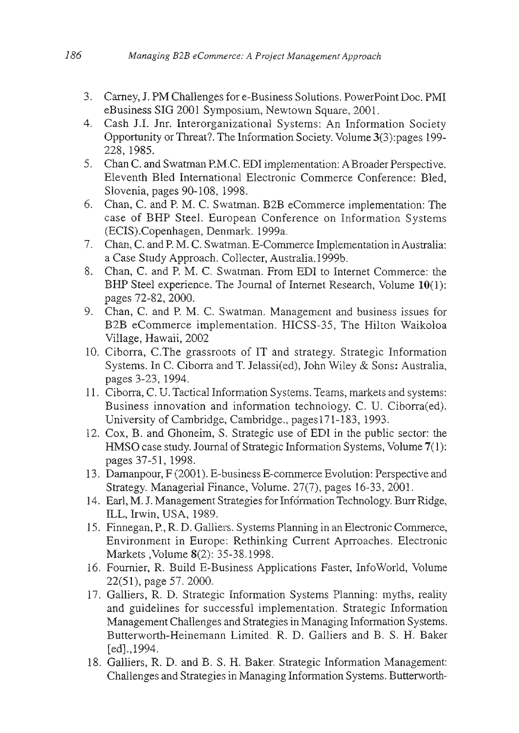3. Carney, J. PM Challenges for e-Business Solutions. PowerPoint Doc. PMI eBusiness SIG 2001 Symposium, Newtown Square, 2001.
4. Cash J.I. Jnr. Interorganizational Systems: An Information Society Opportunity or Threat?. The Information Society. Volume **3**(3):pages 199-228, 1985.
5. Chan C. and Swatman P.M.C. EDI implementation: A Broader Perspective. Eleventh Bled International Electronic Commerce Conference: Bled, Slovenia, pages 90-108, 1998.
6. Chan, C. and P. M. C. Swatman. B2B eCommerce implementation: The case of BHP Steel. European Conference on Information Systems (ECIS).Copenhagen, Denmark. 1999a.
7. Chan, C. and P. M. C. Swatman. E-Commerce Implementation in Australia: a Case Study Approach. Collecter, Australia.1999b.
8. Chan, C. and P. M. C. Swatman. From EDI to Internet Commerce: the BHP Steel experience. The Journal of Internet Research, Volume **10**(1): pages 72-82, 2000.
9. Chan, C. and P. M. C. Swatman. Management and business issues for B2B eCommerce implementation. HICSS-35, The Hilton Waikoloa Village, Hawaii, 2002
10. Ciborra, C.The grassroots of IT and strategy. Strategic Information Systems. In C. Ciborra and T. Jelassi(ed), John Wiley & Sons: Australia, pages 3-23, 1994.
11. Ciborra, C. U. Tactical Information Systems. Teams, markets and systems: Business innovation and information technology. C. U. Ciborra(ed). University of Cambridge, Cambridge., pages171-183, 1993.
12. Cox, B. and Ghoneim, S. Strategic use of EDI in the public sector: the HMSO case study. Journal of Strategic Information Systems, Volume **7**(1): pages 37-51, 1998.
13. Damanpour, F (2001). E-business E-commerce Evolution: Perspective and Strategy. Managerial Finance, Volume. 27(7), pages 16-33, 2001.
14. Earl, M. J. Management Strategies for Information Technology. Burr Ridge, ILL, Irwin, USA, 1989.
15. Finnegan, P., R. D. Galliers. Systems Planning in an Electronic Commerce, Environment in Europe: Rethinking Current Aprroaches. Electronic Markets ,Volume **8**(2): 35-38.1998.
16. Fournier, R. Build E-Business Applications Faster, InfoWorld, Volume 22(51), page 57. 2000.
17. Galliers, R. D. Strategic Information Systems Planning: myths, reality and guidelines for successful implementation. Strategic Information Management Challenges and Strategies in Managing Information Systems. Butterworth-Heinemann Limited. R. D. Galliers and B. S. H. Baker [ed].,1994.
18. Galliers, R. D. and B. S. H. Baker. Strategic Information Management: Challenges and Strategies in Managing Information Systems. Butterworth-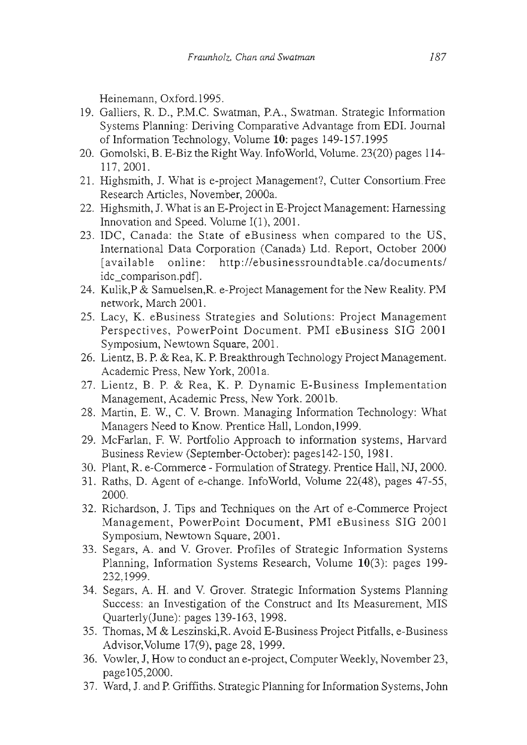Heinemann, Oxford.1995.

19. Galliers, R. D., P.M.C. Swatman, P.A., Swatman. Strategic Information Systems Planning: Deriving Comparative Advantage from EDI. Journal of Information Technology, Volume **10**: pages 149-157.1995
20. Gomolski, B. E-Biz the Right Way. InfoWorld, Volume. 23(20) pages 114-117, 2001.
21. Highsmith, J. What is e-project Management?, Cutter Consortium.Free Research Articles, November, 2000a.
22. Highsmith, J. What is an E-Project in E-Project Management: Harnessing Innovation and Speed. Volume I(1), 2001.
23. IDC, Canada: the State of eBusiness when compared to the US, International Data Corporation (Canada) Ltd. Report, October 2000 [available online: http://ebusinessroundtable.ca/documents/idc_comparison.pdf].
24. Kulik,P & Samuelsen,R. e-Project Management for the New Reality. PM network, March 2001.
25. Lacy, K. eBusiness Strategies and Solutions: Project Management Perspectives, PowerPoint Document. PMI eBusiness SIG 2001 Symposium, Newtown Square, 2001.
26. Lientz, B. P. & Rea, K. P. Breakthrough Technology Project Management. Academic Press, New York, 2001a.
27. Lientz, B. P. & Rea, K. P. Dynamic E-Business Implementation Management, Academic Press, New York. 2001b.
28. Martin, E. W., C. V. Brown. Managing Information Technology: What Managers Need to Know. Prentice Hall, London,1999.
29. McFarlan, F. W. Portfolio Approach to information systems, Harvard Business Review (September-October): pages142-150, 1981.
30. Plant, R. e-Commerce - Formulation of Strategy. Prentice Hall, NJ, 2000.
31. Raths, D. Agent of e-change. InfoWorld, Volume 22(48), pages 47-55, 2000.
32. Richardson, J. Tips and Techniques on the Art of e-Commerce Project Management, PowerPoint Document, PMI eBusiness SIG 2001 Symposium, Newtown Square, 2001.
33. Segars, A. and V. Grover. Profiles of Strategic Information Systems Planning, Information Systems Research, Volume **10**(3): pages 199-232,1999.
34. Segars, A. H. and V. Grover. Strategic Information Systems Planning Success: an Investigation of the Construct and Its Measurement, MIS Quarterly(June): pages 139-163, 1998.
35. Thomas, M & Leszinski,R. Avoid E-Business Project Pitfalls, e-Business Advisor,Volume 17(9), page 28, 1999.
36. Vowler, J, How to conduct an e-project, Computer Weekly, November 23, page105,2000.
37. Ward, J. and P. Griffiths. Strategic Planning for Information Systems, John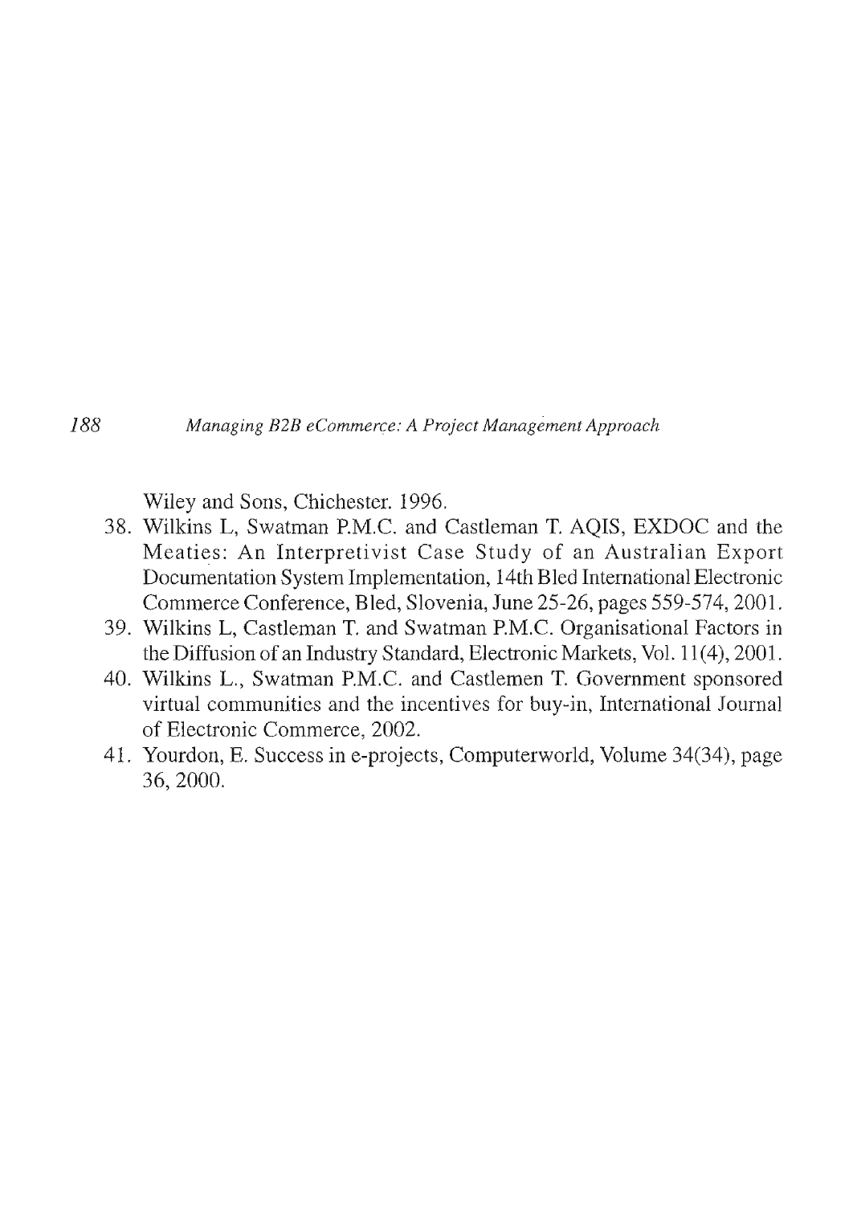Wiley and Sons, Chichester. 1996.

38. Wilkins L, Swatman P.M.C. and Castleman T. AQIS, EXDOC and the Meaties: An Interpretivist Case Study of an Australian Export Documentation System Implementation, 14th Bled International Electronic Commerce Conference, Bled, Slovenia, June 25-26, pages 559-574, 2001.
39. Wilkins L, Castleman T. and Swatman P.M.C. Organisational Factors in the Diffusion of an Industry Standard, Electronic Markets, Vol. 11(4), 2001.
40. Wilkins L., Swatman P.M.C. and Castlemen T. Government sponsored virtual communities and the incentives for buy-in, International Journal of Electronic Commerce, 2002.
41. Yourdon, E. Success in e-projects, Computerworld, Volume 34(34), page 36, 2000.